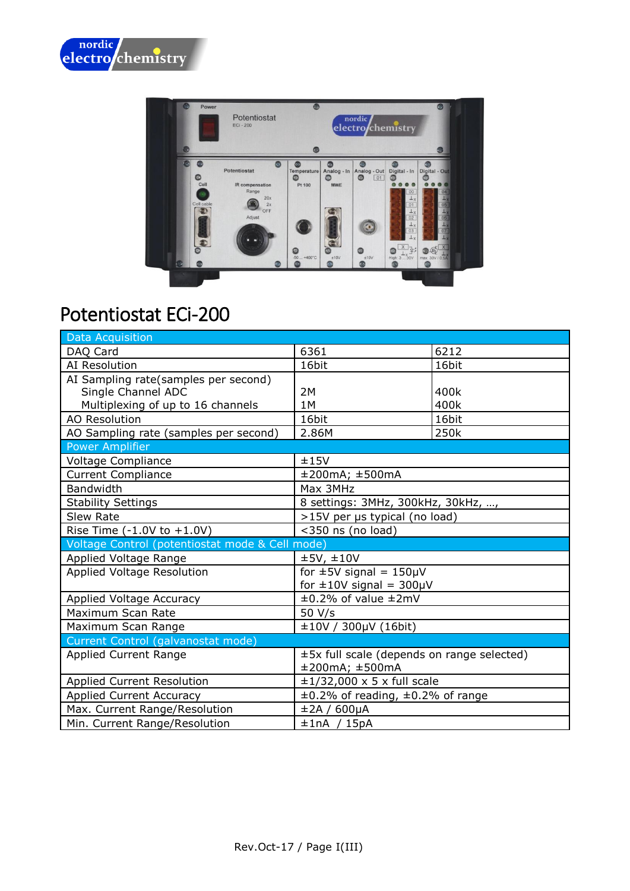# Potentiostat ECi-200

| | | |
|---|---|---|
| **Data Acquisition** | | |
| DAQ Card | 6361 | 6212 |
| AI Resolution | 16bit | 16bit |
| AI Sampling rate(samples per second)<br>Single Channel ADC<br>Multiplexing of up to 16 channels | <br>2M<br>1M | <br>400k<br>400k |
| AO Resolution | 16bit | 16bit |
| AO Sampling rate (samples per second) | 2.86M | 250k |
| **Power Amplifier** | | |
| Voltage Compliance | ±15V | |
| Current Compliance | ±200mA; ±500mA | |
| Bandwidth | Max 3MHz | |
| Stability Settings | 8 settings: 3MHz, 300kHz, 30kHz, …, | |
| Slew Rate | >15V per µs typical (no load) | |
| Rise Time (-1.0V to +1.0V) | <350 ns (no load) | |
| **Voltage Control (potentiostat mode & Cell mode)** | | |
| Applied Voltage Range | ±5V, ±10V | |
| Applied Voltage Resolution | for ±5V signal = 150µV<br>for ±10V signal = 300µV | |
| Applied Voltage Accuracy | ±0.2% of value ±2mV | |
| Maximum Scan Rate | 50 V/s | |
| Maximum Scan Range | ±10V / 300µV (16bit) | |
| **Current Control (galvanostat mode)** | | |
| Applied Current Range | ±5x full scale (depends on range selected)<br>±200mA; ±500mA | |
| Applied Current Resolution | ±1/32,000 x 5 x full scale | |
| Applied Current Accuracy | ±0.2% of reading, ±0.2% of range | |
| Max. Current Range/Resolution | ±2A / 600µA | |
| Min. Current Range/Resolution | ±1nA / 15pA | |

Rev.Oct-17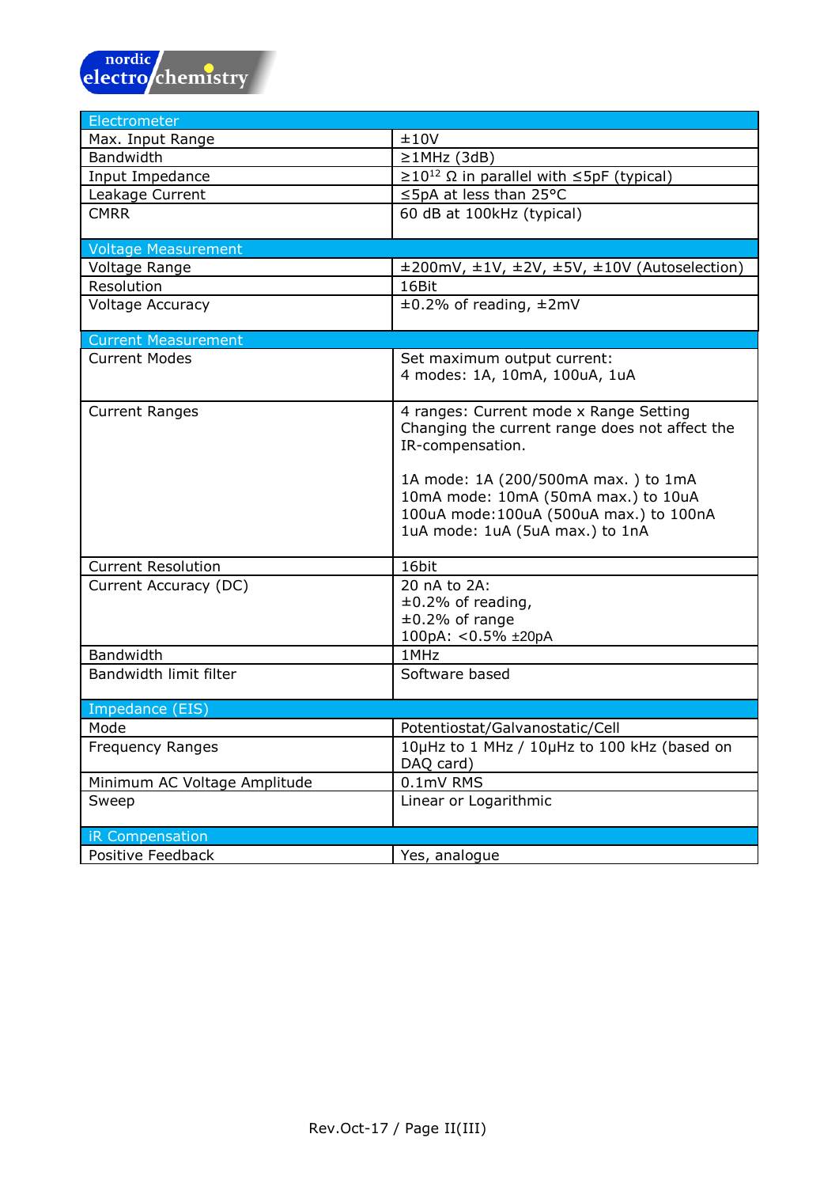| Electrometer | |
|---|---|
| Max. Input Range | ±10V |
| Bandwidth | ≥1MHz (3dB) |
| Input Impedance | ≥$10^{12}$ Ω in parallel with ≤5pF (typical) |
| Leakage Current | ≤5pA at less than 25°C |
| CMRR | 60 dB at 100kHz (typical) |
| **Voltage Measurement** | |
| Voltage Range | ±200mV, ±1V, ±2V, ±5V, ±10V (Autoselection) |
| Resolution | 16Bit |
| Voltage Accuracy | ±0.2% of reading, ±2mV |
| **Current Measurement** | |
| Current Modes | Set maximum output current:<br>4 modes: 1A, 10mA, 100uA, 1uA |
| Current Ranges | 4 ranges: Current mode x Range Setting<br>Changing the current range does not affect the IR-compensation.<br><br>1A mode: 1A (200/500mA max. ) to 1mA<br>10mA mode: 10mA (50mA max.) to 10uA<br>100uA mode:100uA (500uA max.) to 100nA<br>1uA mode: 1uA (5uA max.) to 1nA |
| Current Resolution | 16bit |
| Current Accuracy (DC) | 20 nA to 2A:<br>±0.2% of reading,<br>±0.2% of range<br>100pA: <0.5% ±20pA |
| Bandwidth | 1MHz |
| Bandwidth limit filter | Software based |
| **Impedance (EIS)** | |
| Mode | Potentiostat/Galvanostatic/Cell |
| Frequency Ranges | 10µHz to 1 MHz / 10µHz to 100 kHz (based on DAQ card) |
| Minimum AC Voltage Amplitude | 0.1mV RMS |
| Sweep | Linear or Logarithmic |
| **iR Compensation** | |
| Positive Feedback | Yes, analogue |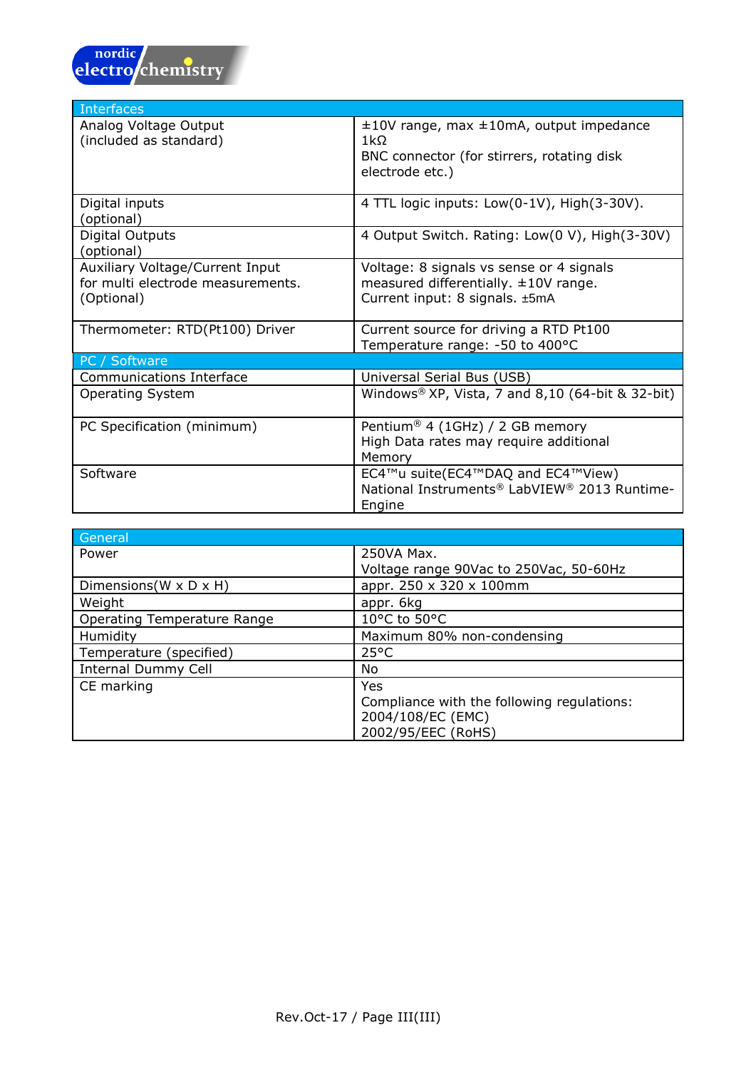| Interfaces | |
|---|---|
| Analog Voltage Output (included as standard) | ±10V range, max ±10mA, output impedance 1kΩ<br>BNC connector (for stirrers, rotating disk electrode etc.) |
| Digital inputs (optional) | 4 TTL logic inputs: Low(0-1V), High(3-30V). |
| Digital Outputs (optional) | 4 Output Switch. Rating: Low(0 V), High(3-30V) |
| Auxiliary Voltage/Current Input for multi electrode measurements. (Optional) | Voltage: 8 signals vs sense or 4 signals measured differentially. ±10V range.<br>Current input: 8 signals. ±5mA |
| Thermometer: RTD(Pt100) Driver | Current source for driving a RTD Pt100<br>Temperature range: -50 to 400°C |
| **PC / Software** | |
| Communications Interface | Universal Serial Bus (USB) |
| Operating System | Windows® XP, Vista, 7 and 8,10 (64-bit & 32-bit) |
| PC Specification (minimum) | Pentium® 4 (1GHz) / 2 GB memory<br>High Data rates may require additional Memory |
| Software | EC4™u suite(EC4™DAQ and EC4™View)<br>National Instruments® LabVIEW® 2013 Runtime-Engine |

| General | |
|---|---|
| Power | 250VA Max.<br>Voltage range 90Vac to 250Vac, 50-60Hz |
| Dimensions(W x D x H) | appr. 250 x 320 x 100mm |
| Weight | appr. 6kg |
| Operating Temperature Range | 10°C to 50°C |
| Humidity | Maximum 80% non-condensing |
| Temperature (specified) | 25°C |
| Internal Dummy Cell | No |
| CE marking | Yes<br>Compliance with the following regulations:<br>2004/108/EC (EMC)<br>2002/95/EEC (RoHS) |

Rev.Oct-17